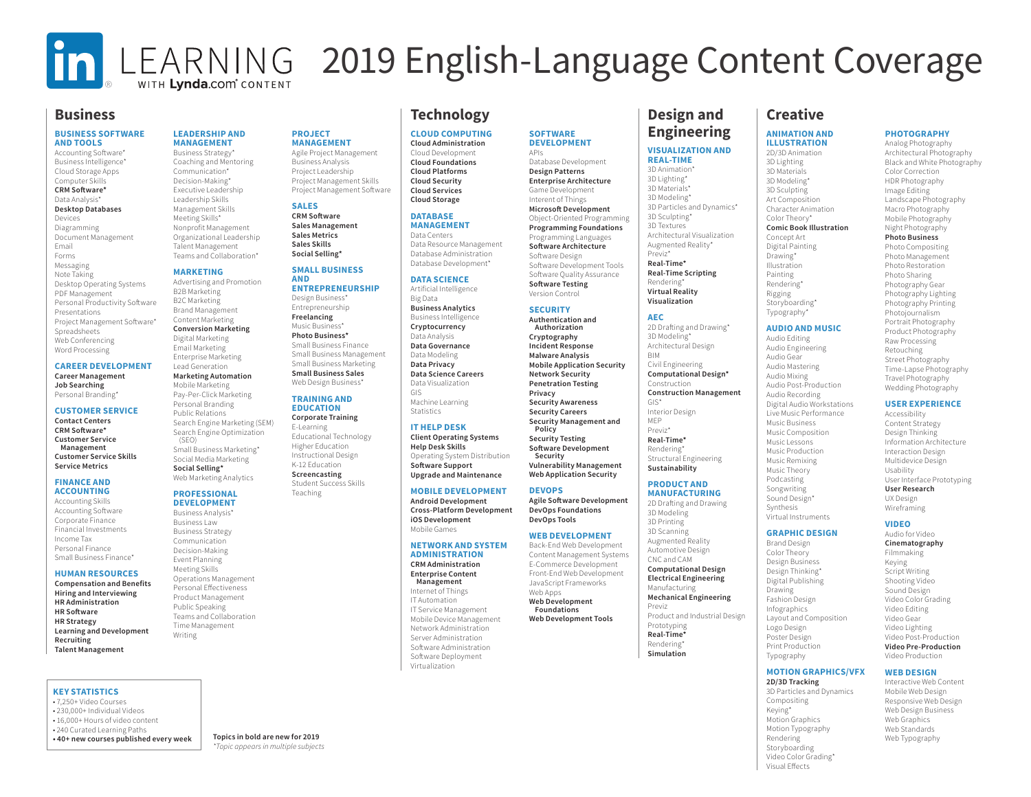# LinkedIn LEARNING WITH Lynda.com CONTENT — 2019 English-Language Content Coverage

## Business

### BUSINESS SOFTWARE AND TOOLS
- Accounting Software*
- Business Intelligence*
- Cloud Storage Apps
- Computer Skills
- **CRM Software***
- Data Analysis*
- **Desktop Databases**
- Devices
- Diagramming
- Document Management
- Email
- Forms
- Messaging
- Note Taking
- Desktop Operating Systems
- PDF Management
- Personal Productivity Software
- Presentations
- Project Management Software*
- Spreadsheets
- Web Conferencing
- Word Processing

### CAREER DEVELOPMENT
- **Career Management**
- **Job Searching**
- Personal Branding*

### CUSTOMER SERVICE
- **Contact Centers**
- **CRM Software***
- **Customer Service Management**
- **Customer Service Skills**
- **Service Metrics**

### FINANCE AND ACCOUNTING
- Accounting Skills
- Accounting Software
- Corporate Finance
- Financial Investments
- Income Tax
- Personal Finance
- Small Business Finance*

### HUMAN RESOURCES
- **Compensation and Benefits**
- **Hiring and Interviewing**
- **HR Administration**
- **HR Software**
- **HR Strategy**
- **Learning and Development**
- **Recruiting**
- **Talent Management**

### LEADERSHIP AND MANAGEMENT
- Business Strategy*
- Coaching and Mentoring
- Communication*
- Decision-Making*
- Executive Leadership
- Leadership Skills
- Management Skills
- Meeting Skills*
- Nonprofit Management
- Organizational Leadership
- Talent Management
- Teams and Collaboration*

### MARKETING
- Advertising and Promotion
- B2B Marketing
- B2C Marketing
- Brand Management
- Content Marketing
- **Conversion Marketing**
- Digital Marketing
- Email Marketing
- Enterprise Marketing
- Lead Generation
- **Marketing Automation**
- Mobile Marketing
- Pay-Per-Click Marketing
- Personal Branding
- Public Relations
- Search Engine Marketing (SEM)
- Search Engine Optimization (SEO)
- Small Business Marketing*
- Social Media Marketing
- **Social Selling***
- Web Marketing Analytics

### PROFESSIONAL DEVELOPMENT
- Business Analysis*
- Business Law
- Business Strategy
- Communication
- Decision-Making
- Event Planning
- Meeting Skills
- Operations Management
- Personal Effectiveness
- Product Management
- Public Speaking
- Teams and Collaboration
- Time Management
- Writing

### PROJECT MANAGEMENT
- Agile Project Management
- Business Analysis
- Project Leadership
- Project Management Skills
- Project Management Software

### SALES
- **CRM Software**
- **Sales Management**
- **Sales Metrics**
- **Sales Skills**
- **Social Selling***

### SMALL BUSINESS AND ENTREPRENEURSHIP
- Design Business*
- Entrepreneurship
- **Freelancing**
- Music Business*
- **Photo Business***
- Small Business Finance
- Small Business Management
- Small Business Marketing
- **Small Business Sales**
- Web Design Business*

### TRAINING AND EDUCATION
- **Corporate Training**
- E-Learning
- Educational Technology
- Higher Education
- Instructional Design
- K-12 Education
- **Screencasting**
- Student Success Skills
- Teaching

## Technology

### CLOUD COMPUTING
- **Cloud Administration**
- Cloud Development
- **Cloud Foundations**
- **Cloud Platforms**
- **Cloud Security**
- **Cloud Services**
- **Cloud Storage**

### DATABASE MANAGEMENT
- Data Centers
- Data Resource Management
- Database Administration
- Database Development*

### DATA SCIENCE
- Artificial Intelligence
- Big Data
- **Business Analytics**
- Business Intelligence
- **Cryptocurrency**
- Data Analysis
- **Data Governance**
- Data Modeling
- **Data Privacy**
- **Data Science Careers**
- Data Visualization
- GIS
- Machine Learning
- Statistics

### IT HELP DESK
- **Client Operating Systems**
- **Help Desk Skills**
- Operating System Distribution
- **Software Support**
- **Upgrade and Maintenance**

### MOBILE DEVELOPMENT
- **Android Development**
- **Cross-Platform Development**
- **iOS Development**
- Mobile Games

### NETWORK AND SYSTEM ADMINISTRATION
- **CRM Administration**
- **Enterprise Content Management**
- Internet of Things
- IT Automation
- IT Service Management
- Mobile Device Management
- Network Administration
- Server Administration
- Software Administration
- Software Deployment
- Virtualization

### SOFTWARE DEVELOPMENT
- APIs
- Database Development
- **Design Patterns**
- **Enterprise Architecture**
- Game Development
- Interent of Things
- **Microsoft Development**
- Object-Oriented Programming
- **Programming Foundations**
- Programming Languages
- **Software Architecture**
- Software Design
- Software Development Tools
- Software Quality Assurance
- **Software Testing**
- Version Control

### SECURITY
- **Authentication and Authorization**
- **Cryptography**
- **Incident Response**
- **Malware Analysis**
- **Mobile Application Security**
- **Network Security**
- **Penetration Testing**
- **Privacy**
- **Security Awareness**
- **Security Careers**
- **Security Management and Policy**
- **Security Testing**
- **Software Development Security**
- **Vulnerability Management**
- **Web Application Security**

### DEVOPS
- **Agile Software Development**
- **DevOps Foundations**
- **DevOps Tools**

### WEB DEVELOPMENT
- Back-End Web Development
- Content Management Systems
- E-Commerce Development
- Front-End Web Development
- JavaScript Frameworks
- Web Apps
- **Web Development Foundations**
- **Web Development Tools**

## Design and Engineering

### VISUALIZATION AND REAL-TIME
- 3D Animation*
- 3D Lighting*
- 3D Materials*
- 3D Modeling*
- 3D Particles and Dynamics*
- 3D Sculpting*
- 3D Textures
- Architectural Visualization
- Augmented Reality*
- Previz*
- **Real-Time***
- **Real-Time Scripting**
- Rendering*
- **Virtual Reality**
- **Visualization**

### AEC
- 2D Drafting and Drawing*
- 3D Modeling*
- Architectural Design
- BIM
- Civil Engineering
- **Computational Design***
- Construction
- **Construction Management**
- GIS*
- Interior Design
- MEP
- Previz*
- **Real-Time***
- Rendering*
- Structural Engineering
- **Sustainability**

### PRODUCT AND MANUFACTURING
- 2D Drafting and Drawing
- 3D Modeling
- 3D Printing
- 3D Scanning
- Augmented Reality
- Automotive Design
- CNC and CAM
- **Computational Design**
- **Electrical Engineering**
- Manufacturing
- **Mechanical Engineering**
- Previz
- Product and Industrial Design
- Prototyping
- **Real-Time***
- Rendering*
- **Simulation**

## Creative

### ANIMATION AND ILLUSTRATION
- 2D/3D Animation
- 3D Lighting
- 3D Materials
- 3D Modeling*
- 3D Sculpting
- Art Composition
- Character Animation
- Color Theory*
- **Comic Book Illustration**
- Concept Art
- Digital Painting
- Drawing*
- Illustration
- Painting
- Rendering*
- Rigging
- Storyboarding*
- Typography*

### AUDIO AND MUSIC
- Audio Editing
- Audio Engineering
- Audio Gear
- Audio Mastering
- Audio Mixing
- Audio Post-Production
- Audio Recording
- Digital Audio Workstations
- Live Music Performance
- Music Business
- Music Composition
- Music Lessons
- Music Production
- Music Remixing
- Music Theory
- Podcasting
- Songwriting
- Sound Design*
- Synthesis
- Virtual Instruments

### GRAPHIC DESIGN
- Brand Design
- Color Theory
- Design Business
- Design Thinking*
- Digital Publishing
- Drawing
- Fashion Design
- Infographics
- Layout and Composition
- Logo Design
- Poster Design
- Print Production
- Typography

### MOTION GRAPHICS/VFX
- **2D/3D Tracking**
- 3D Particles and Dynamics
- Compositing
- Keying*
- Motion Graphics
- Motion Typography
- Rendering
- Storyboarding
- Video Color Grading*
- Visual Effects

### PHOTOGRAPHY
- Analog Photography
- Architectural Photography
- Black and White Photography
- Color Correction
- HDR Photography
- Image Editing
- Landscape Photography
- Macro Photography
- Mobile Photography
- Night Photography
- **Photo Business**
- Photo Compositing
- Photo Management
- Photo Restoration
- Photo Sharing
- Photography Gear
- Photography Lighting
- Photography Printing
- Photojournalism
- Portrait Photography
- Product Photography
- Raw Processing
- Retouching
- Street Photography
- Time-Lapse Photography
- Travel Photography
- Wedding Photography

### USER EXPERIENCE
- Accessibility
- Content Strategy
- Design Thinking
- Information Architecture
- Interaction Design
- Multidevice Design
- Usability
- User Interface Prototyping
- **User Research**
- UX Design
- Wireframing

### VIDEO
- Audio for Video
- **Cinematography**
- Filmmaking
- Keying
- Script Writing
- Shooting Video
- Sound Design
- Video Color Grading
- Video Editing
- Video Gear
- Video Lighting
- Video Post-Production
- **Video Pre-Production**
- Video Production

### WEB DESIGN
- Interactive Web Content
- Mobile Web Design
- Responsive Web Design
- Web Design Business
- Web Graphics
- Web Standards
- Web Typography

---

### KEY STATISTICS
- 7,250+ Video Courses
- 230,000+ Individual Videos
- 16,000+ Hours of video content
- 240 Curated Learning Paths
- **40+ new courses published every week**

**Topics in bold are new for 2019**

*\*Topic appears in multiple subjects*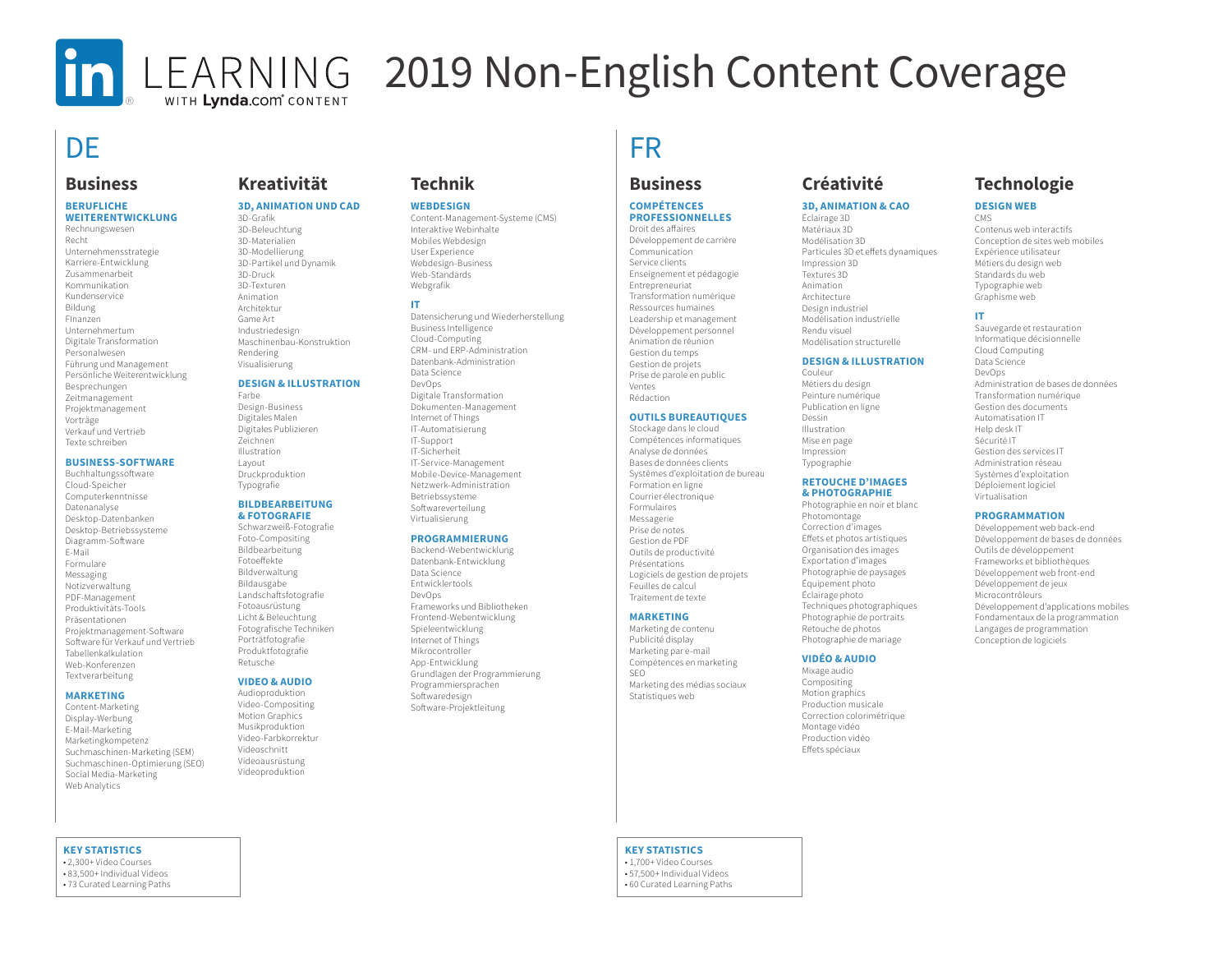# LEARNING WITH Lynda.com CONTENT — 2019 Non-English Content Coverage

## DE

### Business

**BERUFLICHE WEITERENTWICKLUNG**
- Rechnungswesen
- Recht
- Unternehmensstrategie
- Karriere-Entwicklung
- Zusammenarbeit
- Kommunikation
- Kundenservice
- Bildung
- FInanzen
- Unternehmertum
- Digitale Transformation
- Personalwesen
- Führung und Management
- Persönliche Weiterentwicklung
- Besprechungen
- Zeitmanagement
- Projektmanagement
- Vorträge
- Verkauf und Vertrieb
- Texte schreiben

**BUSINESS-SOFTWARE**
- Buchhaltungssoftware
- Cloud-Speicher
- Computerkenntnisse
- Datenanalyse
- Desktop-Datenbanken
- Desktop-Betriebssysteme
- Diagramm-Software
- E-Mail
- Formulare
- Messaging
- Notizverwaltung
- PDF-Management
- Produktivitäts-Tools
- Präsentationen
- Projektmanagement-Software
- Software für Verkauf und Vertrieb
- Tabellenkalkulation
- Web-Konferenzen
- Textverarbeitung

**MARKETING**
- Content-Marketing
- Display-Werbung
- E-Mail-Marketing
- Marketingkompetenz
- Suchmaschinen-Marketing (SEM)
- Suchmaschinen-Optimierung (SEO)
- Social Media-Marketing
- Web Analytics

### Kreativität

**3D, ANIMATION UND CAD**
- 3D-Grafik
- 3D-Beleuchtung
- 3D-Materialien
- 3D-Modellierung
- 3D-Partikel und Dynamik
- 3D-Druck
- 3D-Texturen
- Animation
- Architektur
- Game Art
- Industriedesign
- Maschinenbau-Konstruktion
- Rendering
- Visualisierung

**DESIGN & ILLUSTRATION**
- Farbe
- Design-Business
- Digitales Malen
- Digitales Publizieren
- Zeichnen
- Illustration
- Layout
- Druckproduktion
- Typografie

**BILDBEARBEITUNG & FOTOGRAFIE**
- Schwarzweiß-Fotografie
- Foto-Compositing
- Bildbearbeitung
- Fotoeffekte
- Bildverwaltung
- Bildausgabe
- Landschaftsfotografie
- Fotoausrüstung
- Licht & Beleuchtung
- Fotografische Techniken
- Porträtfotografie
- Produktfotografie
- Retusche

**VIDEO & AUDIO**
- Audioproduktion
- Video-Compositing
- Motion Graphics
- Musikproduktion
- Video-Farbkorrektur
- Videoschnitt
- Videoausrüstung
- Videoproduktion

### Technik

**WEBDESIGN**
- Content-Management-Systeme (CMS)
- Interaktive Webinhalte
- Mobiles Webdesign
- User Experience
- Webdesign-Business
- Web-Standards
- Webgrafik

**IT**
- Datensicherung und Wiederherstellung
- Business Intelligence
- Cloud-Computing
- CRM- und ERP-Administration
- Datenbank-Administration
- Data Science
- DevOps
- Digitale Transformation
- Dokumenten-Management
- Internet of Things
- IT-Automatisierung
- IT-Support
- IT-Sicherheit
- IT-Service-Management
- Mobile-Device-Management
- Netzwerk-Administration
- Betriebssysteme
- Softwareverteilung
- Virtualisierung

**PROGRAMMIERUNG**
- Backend-Webentwicklung
- Datenbank-Entwicklung
- Data Science
- Entwicklertools
- DevOps
- Frameworks und Bibliotheken
- Frontend-Webentwicklung
- Spieleentwicklung
- Internet of Things
- Mikrocontroller
- App-Entwicklung
- Grundlagen der Programmierung
- Programmiersprachen
- Softwaredesign
- Software-Projektleitung

**KEY STATISTICS**
- 2,300+ Video Courses
- 83,500+ Individual Videos
- 73 Curated Learning Paths

## FR

### Business

**COMPÉTENCES PROFESSIONNELLES**
- Droit des affaires
- Développement de carrière
- Communication
- Service clients
- Enseignement et pédagogie
- Entrepreneuriat
- Transformation numérique
- Ressources humaines
- Leadership et management
- Développement personnel
- Animation de réunion
- Gestion du temps
- Gestion de projets
- Prise de parole en public
- Ventes
- Rédaction

**OUTILS BUREAUTIQUES**
- Stockage dans le cloud
- Compétences informatiques
- Analyse de données
- Bases de données clients
- Systèmes d'exploitation de bureau
- Formation en ligne
- Courrier électronique
- Formulaires
- Messagerie
- Prise de notes
- Gestion de PDF
- Outils de productivité
- Présentations
- Logiciels de gestion de projets
- Feuilles de calcul
- Traitement de texte

**MARKETING**
- Marketing de contenu
- Publicité display
- Marketing par e-mail
- Compétences en marketing
- SEO
- Marketing des médias sociaux
- Statistiques web

### Créativité

**3D, ANIMATION & CAO**
- Éclairage 3D
- Matériaux 3D
- Modélisation 3D
- Particules 3D et effets dynamiques
- Impression 3D
- Textures 3D
- Animation
- Architecture
- Design industriel
- Modélisation industrielle
- Rendu visuel
- Modélisation structurelle

**DESIGN & ILLUSTRATION**
- Couleur
- Métiers du design
- Peinture numérique
- Publication en ligne
- Dessin
- Illustration
- Mise en page
- Impression
- Typographie

**RETOUCHE D'IMAGES & PHOTOGRAPHIE**
- Photographie en noir et blanc
- Photomontage
- Correction d'images
- Effets et photos artistiques
- Organisation des images
- Exportation d'images
- Photographie de paysages
- Équipement photo
- Éclairage photo
- Techniques photographiques
- Photographie de portraits
- Retouche de photos
- Photographie de mariage

**VIDÉO & AUDIO**
- Mixage audio
- Compositing
- Motion graphics
- Production musicale
- Correction colorimétrique
- Montage vidéo
- Production vidéo
- Effets spéciaux

### Technologie

**DESIGN WEB**
- CMS
- Contenus web interactifs
- Conception de sites web mobiles
- Expérience utilisateur
- Métiers du design web
- Standards du web
- Typographie web
- Graphisme web

**IT**
- Sauvegarde et restauration
- Informatique décisionnelle
- Cloud Computing
- Data Science
- DevOps
- Administration de bases de données
- Transformation numérique
- Gestion des documents
- Automatisation IT
- Help desk IT
- Sécurité IT
- Gestion des services IT
- Administration réseau
- Systèmes d'exploitation
- Déploiement logiciel
- Virtualisation

**PROGRAMMATION**
- Développement web back-end
- Développement de bases de données
- Outils de développement
- Frameworks et bibliothèques
- Développement web front-end
- Développement de jeux
- Microcontrôleurs
- Développement d'applications mobiles
- Fondamentaux de la programmation
- Langages de programmation
- Conception de logiciels

**KEY STATISTICS**
- 1,700+ Video Courses
- 57,500+ Individual Videos
- 60 Curated Learning Paths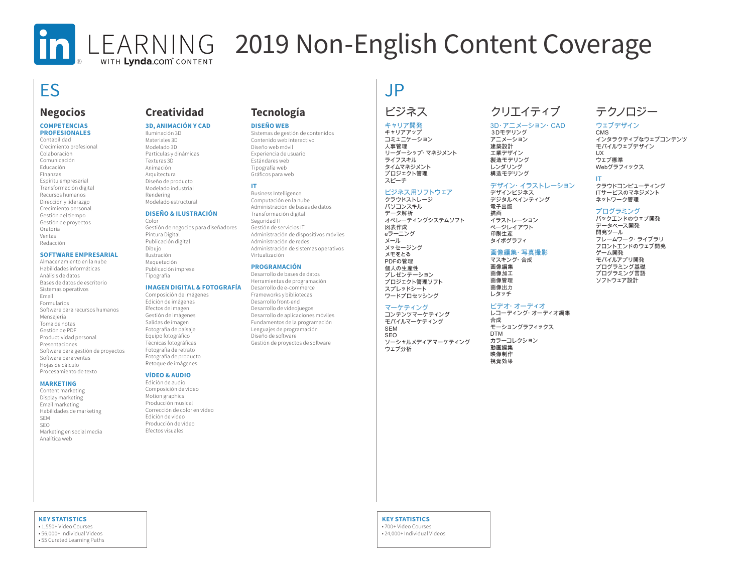# LinkedIn LEARNING with Lynda.com content — 2019 Non-English Content Coverage

## ES

### Negocios

**COMPETENCIAS PROFESIONALES**
- Contabilidad
- Crecimiento profesional
- Colaboración
- Comunicación
- Educación
- FInanzas
- Espíritu empresarial
- Transformación digital
- Recursos humanos
- Dirección y liderazgo
- Crecimiento personal
- Gestión del tiempo
- Gestión de proyectos
- Oratoria
- Ventas
- Redacción

**SOFTWARE EMPRESARIAL**
- Almacenamiento en la nube
- Habilidades informáticas
- Análisis de datos
- Bases de datos de escritorio
- Sistemas operativos
- Email
- Formularios
- Software para recursos humanos
- Mensajería
- Toma de notas
- Gestión de PDF
- Productividad personal
- Presentaciones
- Software para gestión de proyectos
- Software para ventas
- Hojas de cálculo
- Procesamiento de texto

**MARKETING**
- Content marketing
- Display marketing
- Email marketing
- Habilidades de marketing
- SEM
- SEO
- Marketing en social media
- Analítica web

### Creatividad

**3D, ANIMACIÓN Y CAD**
- Iluminación 3D
- Materiales 3D
- Modelado 3D
- Partículas y dinámicas
- Texturas 3D
- Animación
- Arquitectura
- Diseño de producto
- Modelado industrial
- Rendering
- Modelado estructural

**DISEÑO & ILUSTRACIÓN**
- Color
- Gestión de negocios para diseñadores
- Pintura Digital
- Publicación digital
- Dibujo
- Ilustración
- Maquetación
- Publicación impresa
- Tipografía

**IMAGEN DIGITAL & FOTOGRAFÍA**
- Composición de imágenes
- Edición de imágenes
- Efectos de imagen
- Gestión de imágenes
- Salidas de imagen
- Fotografía de paisaje
- Equipo fotográfico
- Técnicas fotográficas
- Fotografía de retrato
- Fotografía de producto
- Retoque de imágenes

**VÍDEO & AUDIO**
- Edición de audio
- Composición de vídeo
- Motion graphics
- Producción musical
- Corrección de color en vídeo
- Edición de vídeo
- Producción de vídeo
- Efectos visuales

### Tecnología

**DISEÑO WEB**
- Sistemas de gestión de contenidos
- Contenido web interactivo
- Diseño web móvil
- Experiencia de usuario
- Estándares web
- Tipografía web
- Gráficos para web

**IT**
- Business Intelligence
- Computación en la nube
- Administración de bases de datos
- Transformación digital
- Seguridad IT
- Gestión de servicios IT
- Administración de dispositivos móviles
- Administración de redes
- Administración de sistemas operativos
- Virtualización

**PROGRAMACIÓN**
- Desarrollo de bases de datos
- Herramientas de programación
- Desarrollo de e-commerce
- Frameworks y bibliotecas
- Desarrollo front-end
- Desarrollo de videojuegos
- Desarrollo de aplicaciones móviles
- Fundamentos de la programación
- Lenguajes de programación
- Diseño de software
- Gestión de proyectos de software

**KEY STATISTICS**
- 1,550+ Video Courses
- 56,000+ Individual Videos
- 55 Curated Learning Paths

## JP

### ビジネス

**キャリア開発**
- キャリアアップ
- コミュニケーション
- 人事管理
- リーダーシップ・マネジメント
- ライフスキル
- タイムマネジメント
- プロジェクト管理
- スピーチ

**ビジネス用ソフトウェア**
- クラウドストレージ
- パソコンスキル
- データ解析
- オペレーティングシステムソフト
- 図表作成
- eラーニング
- メール
- メッセージング
- メモをとる
- PDFの管理
- 個人の生産性
- プレゼンテーション
- プロジェクト管理ソフト
- スプレッドシート
- ワードプロセッシング

**マーケティング**
- コンテンツマーケティング
- モバイルマーケティング
- SEM
- SEO
- ソーシャルメディアマーケティング
- ウェブ分析

### クリエイティブ

**3D・アニメーション・CAD**
- 3Dモデリング
- アニメーション
- 建築設計
- 工業デザイン
- 製造モデリング
- レンダリング
- 構造モデリング

**デザイン・イラストレーション**
- デザインビジネス
- デジタルペインティング
- 電子出版
- 描画
- イラストレーション
- ページレイアウト
- 印刷生産
- タイポグラフィ

**画像編集・写真撮影**
- マスキング・合成
- 画像編集
- 画像加工
- 画像管理
- 画像出力
- レタッチ

**ビデオ・オーディオ**
- レコーディング・オーディオ編集
- 合成
- モーショングラフィックス
- DTM
- カラーコレクション
- 動画編集
- 映像制作
- 視覚効果

### テクノロジー

**ウェブデザイン**
- CMS
- インタラクティブなウェブコンテンツ
- モバイルウェブデザイン
- UX
- ウェブ標準
- Webグラフィックス

**IT**
- クラウドコンピューティング
- ITサービスのマネジメント
- ネットワーク管理

**プログラミング**
- バックエンドのウェブ開発
- データベース開発
- 開発ツール
- フレームワーク・ライブラリ
- フロントエンドのウェブ開発
- ゲーム開発
- モバイルアプリ開発
- プログラミング基礎
- プログラミング言語
- ソフトウェア設計

**KEY STATISTICS**
- 700+ Video Courses
- 24,000+ Individual Videos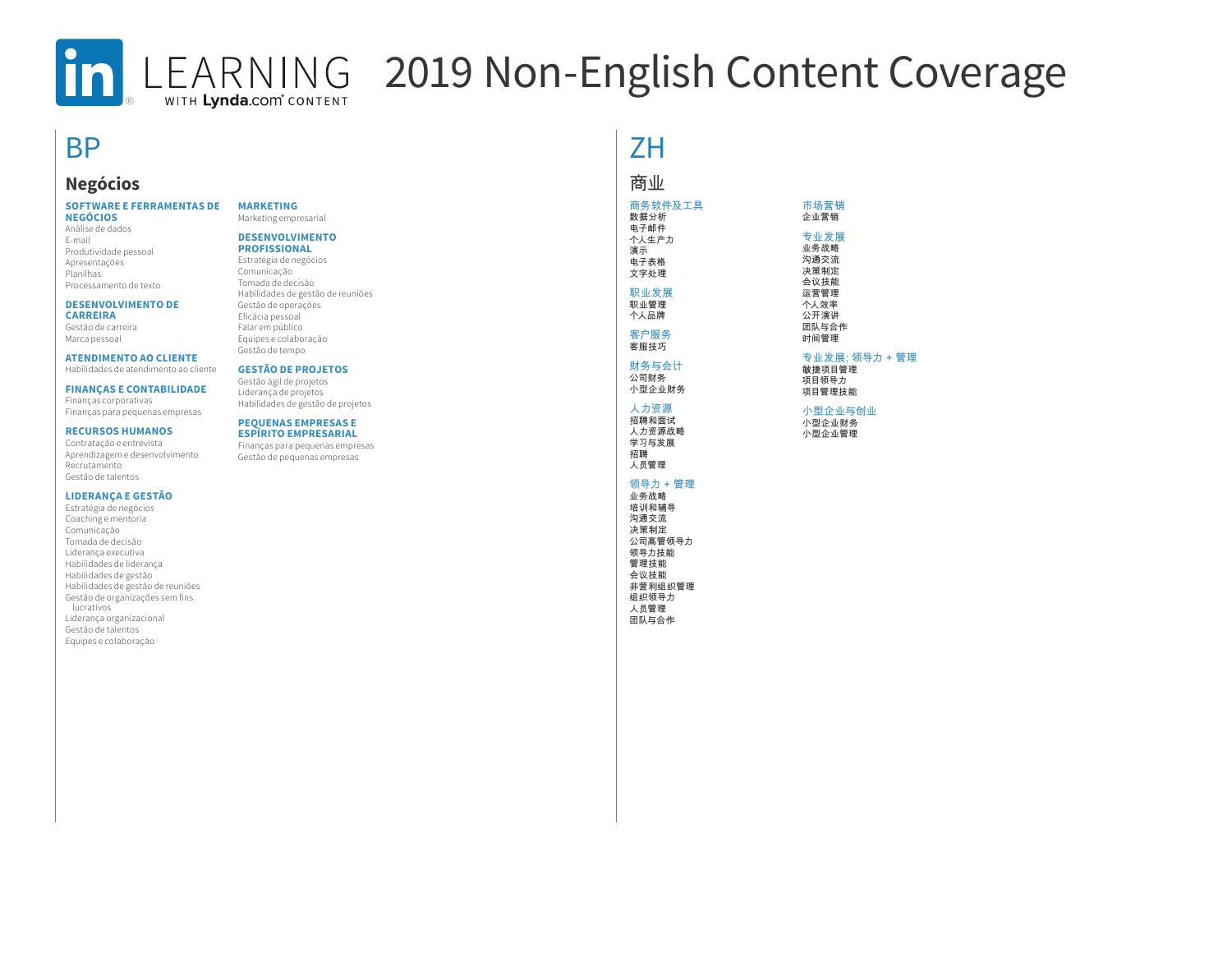# 2019 Non-English Content Coverage

## BP

### Negócios

**SOFTWARE E FERRAMENTAS DE NEGÓCIOS**
Análise de dados
E-mail
Produtividade pessoal
Apresentações
Planilhas
Processamento de texto

**DESENVOLVIMENTO DE CARREIRA**
Gestão de carreira
Marca pessoal

**ATENDIMENTO AO CLIENTE**
Habilidades de atendimento ao cliente

**FINANÇAS E CONTABILIDADE**
Finanças corporativas
Finanças para pequenas empresas

**RECURSOS HUMANOS**
Contratação e entrevista
Aprendizagem e desenvolvimento
Recrutamento
Gestão de talentos

**LIDERANÇA E GESTÃO**
Estratégia de negócios
Coaching e mentoria
Comunicação
Tomada de decisão
Liderança executiva
Habilidades de liderança
Habilidades de gestão
Habilidades de gestão de reuniões
Gestão de organizações sem fins lucrativos
Liderança organizacional
Gestão de talentos
Equipes e colaboração

**MARKETING**
Marketing empresarial

**DESENVOLVIMENTO PROFISSIONAL**
Estratégia de negócios
Comunicação
Tomada de decisão
Habilidades de gestão de reuniões
Gestão de operações
Eficácia pessoal
Falar em público
Equipes e colaboração
Gestão de tempo

**GESTÃO DE PROJETOS**
Gestão ágil de projetos
Liderança de projetos
Habilidades de gestão de projetos

**PEQUENAS EMPRESAS E ESPÍRITO EMPRESARIAL**
Finanças para pequenas empresas
Gestão de pequenas empresas

## ZH

### 商业

**商务软件及工具**
数据分析
电子邮件
个人生产力
演示
电子表格
文字处理

**职业发展**
职业管理
个人品牌

**客户服务**
客服技巧

**财务与会计**
公司财务
小型企业财务

**人力资源**
招聘和面试
人力资源战略
学习与发展
招聘
人员管理

**领导力 + 管理**
业务战略
培训和辅导
沟通交流
决策制定
公司高管领导力
领导力技能
管理技能
会议技能
非营利组织管理
组织领导力
人员管理
团队与合作

**市场营销**
企业营销

**专业发展**
业务战略
沟通交流
决策制定
会议技能
运营管理
个人效率
公开演讲
团队与合作
时间管理

**专业发展; 领导力 + 管理**
敏捷项目管理
项目领导力
项目管理技能

**小型企业与创业**
小型企业财务
小型企业管理